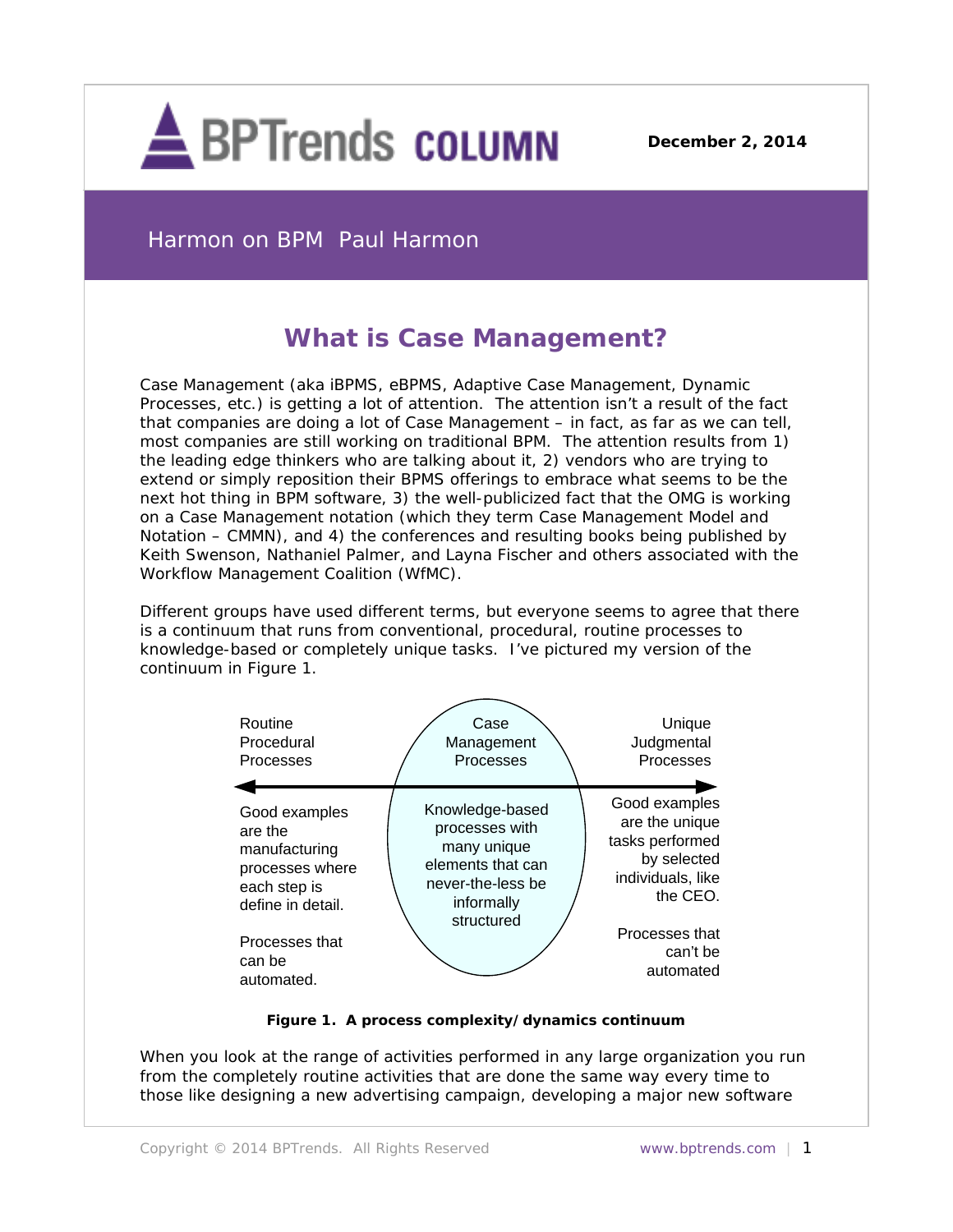# What is Case Management?

Case Management (aka iBPMS, eBPMS, Adaptive Case Management, Dynamic Processes, etc.) is getting a lot of attention. The attention isn't a result of the fact that companies are doing a lot of Case Management – in fact, as far as we can tell, most companies are still working on traditional BPM. The attention results from 1) the leading edge thinkers who are talking about it, 2) vendors who are trying to extend or simply reposition their BPMS offerings to embrace what seems to be the next hot thing in BPM software, 3) the well-publicized fact that the OMG is working on a Case Management notation (which they term Case Management Model and Notation – CMMN), and 4) the conferences and resulting books being published by Keith Swenson, Nathaniel Palmer, and Layna Fischer and others associated with the Workflow Management Coalition (WfMC).

Different groups have used different terms, but everyone seems to agree that there is a continuum that runs from conventional, procedural, routine processes to knowledge-based or completely unique tasks. I've pictured my version of the continuum in Figure 1.

| Routine Procedural Processes | Case Management Processes | Unique Judgmental Processes |
|---|---|---|
| Good examples are the manufacturing processes where each step is define in detail. | Knowledge-based processes with many unique elements that can never-the-less be informally structured | Good examples are the unique tasks performed by selected individuals, like the CEO. |
| Processes that can be automated. | | Processes that can't be automated |

**Figure 1. A process complexity/dynamics continuum**

When you look at the range of activities performed in any large organization you run from the completely routine activities that are done the same way every time to those like designing a new advertising campaign, developing a major new software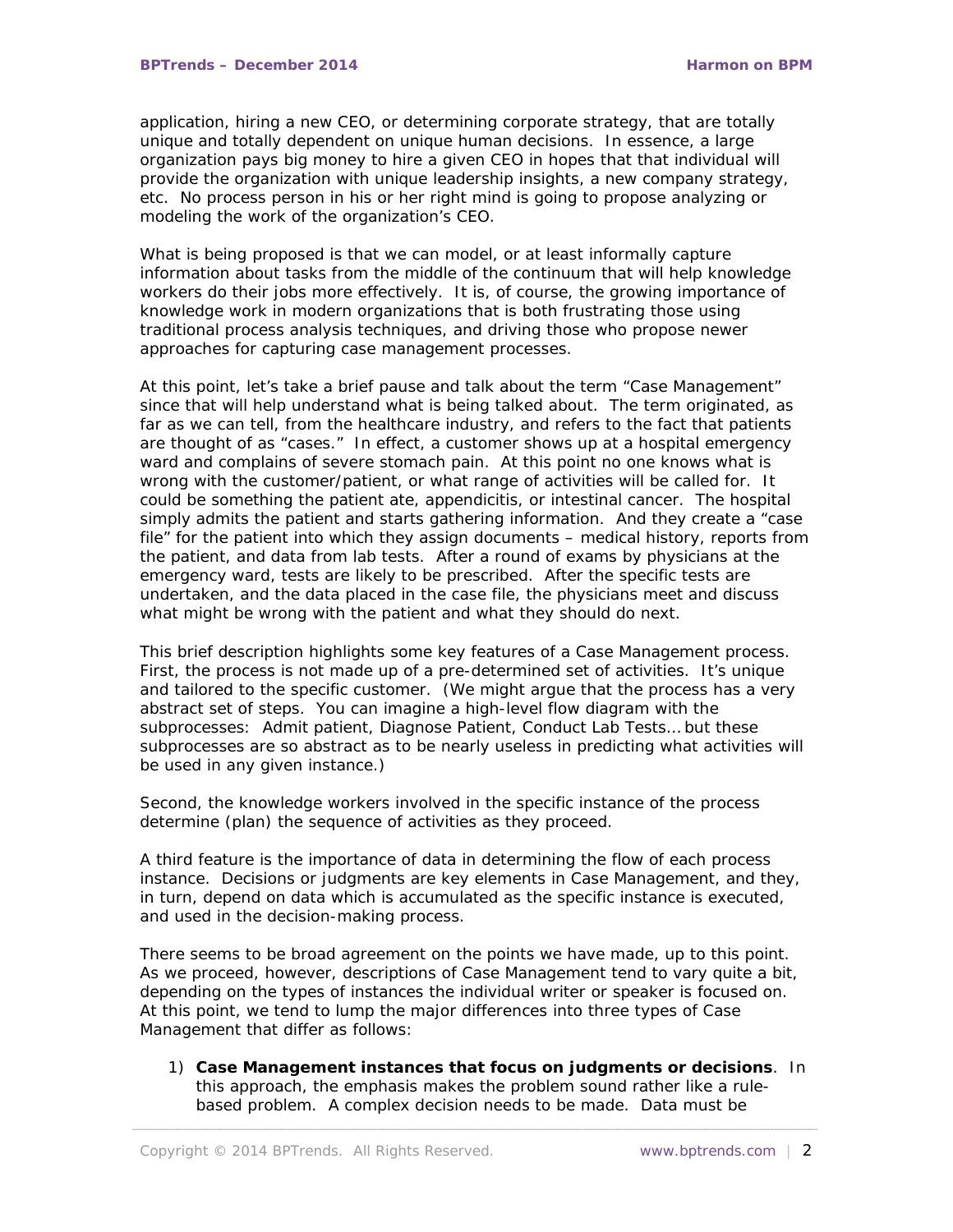application, hiring a new CEO, or determining corporate strategy, that are totally unique and totally dependent on unique human decisions. In essence, a large organization pays big money to hire a given CEO in hopes that that individual will provide the organization with unique leadership insights, a new company strategy, etc. No process person in his or her right mind is going to propose analyzing or modeling the work of the organization's CEO.

What is being proposed is that we can model, or at least informally capture information about tasks from the middle of the continuum that will help knowledge workers do their jobs more effectively. It is, of course, the growing importance of knowledge work in modern organizations that is both frustrating those using traditional process analysis techniques, and driving those who propose newer approaches for capturing case management processes.

At this point, let's take a brief pause and talk about the term "Case Management" since that will help understand what is being talked about. The term originated, as far as we can tell, from the healthcare industry, and refers to the fact that patients are thought of as "cases." In effect, a customer shows up at a hospital emergency ward and complains of severe stomach pain. At this point no one knows what is wrong with the customer/patient, or what range of activities will be called for. It could be something the patient ate, appendicitis, or intestinal cancer. The hospital simply admits the patient and starts gathering information. And they create a "case file" for the patient into which they assign documents – medical history, reports from the patient, and data from lab tests. After a round of exams by physicians at the emergency ward, tests are likely to be prescribed. After the specific tests are undertaken, and the data placed in the case file, the physicians meet and discuss what might be wrong with the patient and what they should do next.

This brief description highlights some key features of a Case Management process. First, the process is not made up of a pre-determined set of activities. It's unique and tailored to the specific customer. (We might argue that the process has a very abstract set of steps. You can imagine a high-level flow diagram with the subprocesses: Admit patient, Diagnose Patient, Conduct Lab Tests... but these subprocesses are so abstract as to be nearly useless in predicting what activities will be used in any given instance.)

Second, the knowledge workers involved in the specific instance of the process determine (plan) the sequence of activities as they proceed.

A third feature is the importance of data in determining the flow of each process instance. Decisions or judgments are key elements in Case Management, and they, in turn, depend on data which is accumulated as the specific instance is executed, and used in the decision-making process.

There seems to be broad agreement on the points we have made, up to this point. As we proceed, however, descriptions of Case Management tend to vary quite a bit, depending on the types of instances the individual writer or speaker is focused on. At this point, we tend to lump the major differences into three types of Case Management that differ as follows:

1) **Case Management instances that focus on judgments or decisions**. In this approach, the emphasis makes the problem sound rather like a rule-based problem. A complex decision needs to be made. Data must be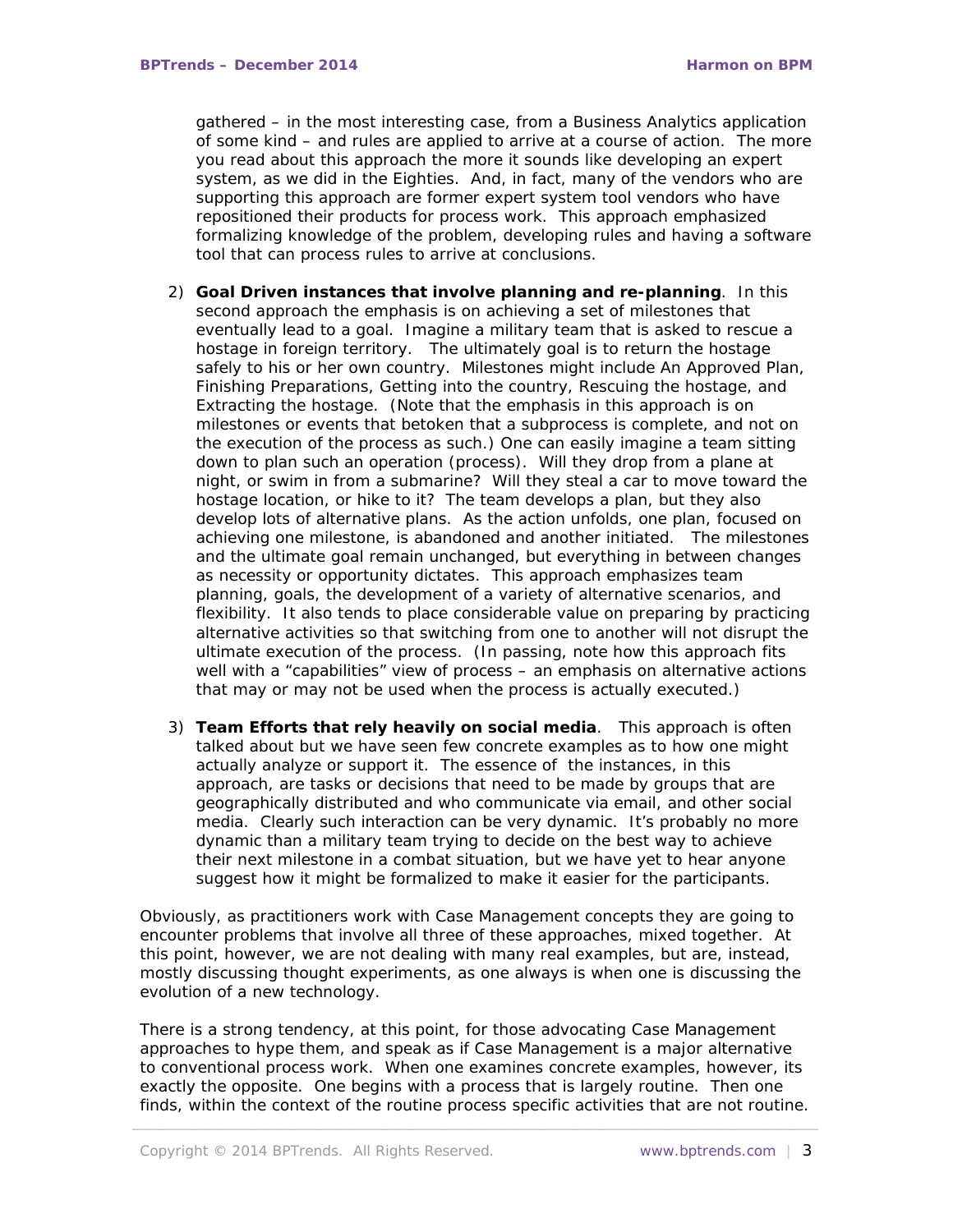gathered – in the most interesting case, from a Business Analytics application of some kind – and rules are applied to arrive at a course of action. The more you read about this approach the more it sounds like developing an expert system, as we did in the Eighties. And, in fact, many of the vendors who are supporting this approach are former expert system tool vendors who have repositioned their products for process work. This approach emphasized formalizing knowledge of the problem, developing rules and having a software tool that can process rules to arrive at conclusions.

2) **Goal Driven instances that involve planning and re-planning**. In this second approach the emphasis is on achieving a set of milestones that eventually lead to a goal. Imagine a military team that is asked to rescue a hostage in foreign territory. The ultimately goal is to return the hostage safely to his or her own country. Milestones might include An Approved Plan, Finishing Preparations, Getting into the country, Rescuing the hostage, and Extracting the hostage. (Note that the emphasis in this approach is on milestones or events that betoken that a subprocess is complete, and not on the execution of the process as such.) One can easily imagine a team sitting down to plan such an operation (process). Will they drop from a plane at night, or swim in from a submarine? Will they steal a car to move toward the hostage location, or hike to it? The team develops a plan, but they also develop lots of alternative plans. As the action unfolds, one plan, focused on achieving one milestone, is abandoned and another initiated. The milestones and the ultimate goal remain unchanged, but everything in between changes as necessity or opportunity dictates. This approach emphasizes team planning, goals, the development of a variety of alternative scenarios, and flexibility. It also tends to place considerable value on preparing by practicing alternative activities so that switching from one to another will not disrupt the ultimate execution of the process. (In passing, note how this approach fits well with a "capabilities" view of process – an emphasis on alternative actions that may or may not be used when the process is actually executed.)

3) **Team Efforts that rely heavily on social media**. This approach is often talked about but we have seen few concrete examples as to how one might actually analyze or support it. The essence of the instances, in this approach, are tasks or decisions that need to be made by groups that are geographically distributed and who communicate via email, and other social media. Clearly such interaction can be very dynamic. It's probably no more dynamic than a military team trying to decide on the best way to achieve their next milestone in a combat situation, but we have yet to hear anyone suggest how it might be formalized to make it easier for the participants.

Obviously, as practitioners work with Case Management concepts they are going to encounter problems that involve all three of these approaches, mixed together. At this point, however, we are not dealing with many real examples, but are, instead, mostly discussing thought experiments, as one always is when one is discussing the evolution of a new technology.

There is a strong tendency, at this point, for those advocating Case Management approaches to hype them, and speak as if Case Management is a major alternative to conventional process work. When one examines concrete examples, however, its exactly the opposite. One begins with a process that is largely routine. Then one finds, within the context of the routine process specific activities that are not routine.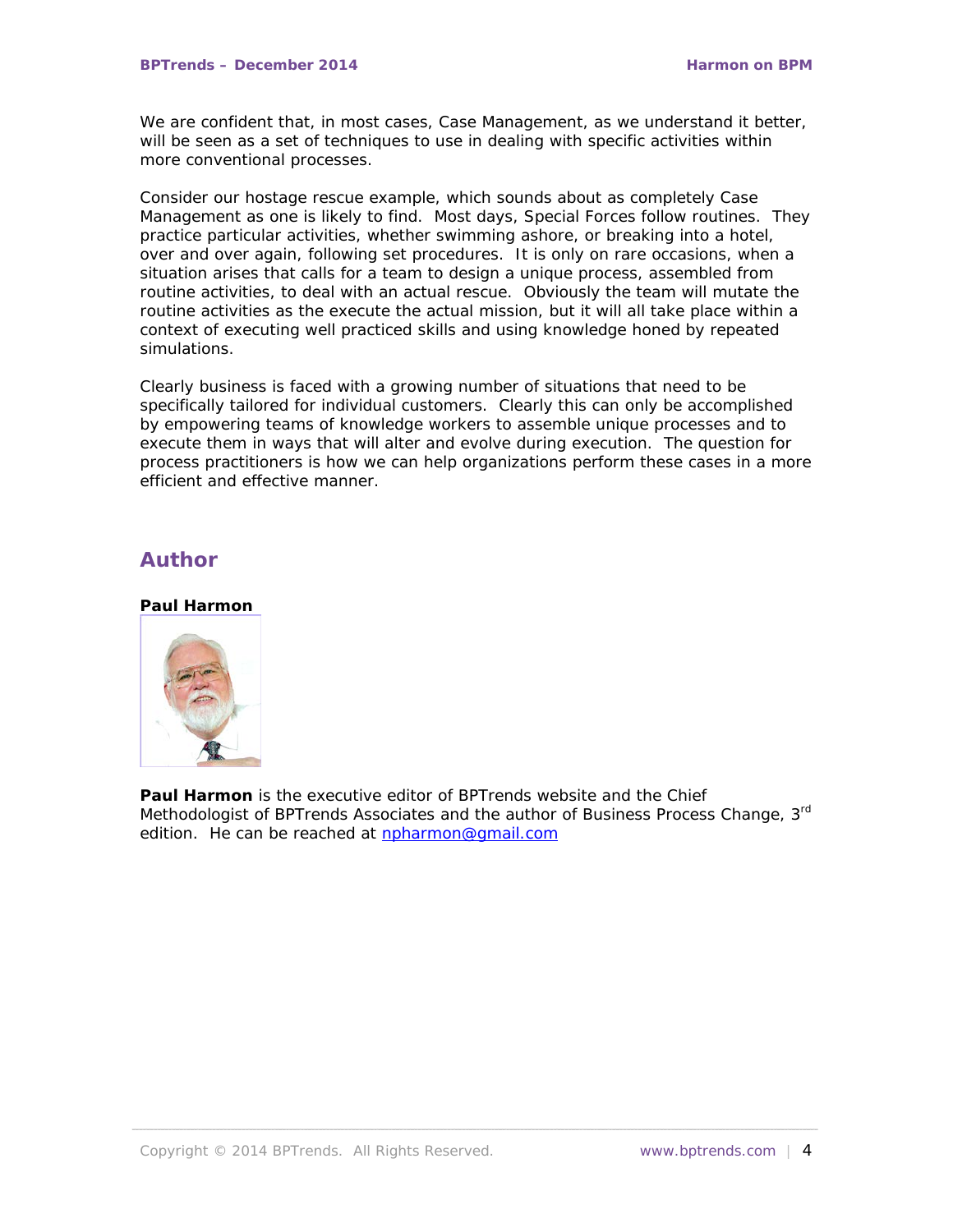We are confident that, in most cases, Case Management, as we understand it better, will be seen as a set of techniques to use in dealing with specific activities within more conventional processes.

Consider our hostage rescue example, which sounds about as completely Case Management as one is likely to find. Most days, Special Forces follow routines. They practice particular activities, whether swimming ashore, or breaking into a hotel, over and over again, following set procedures. It is only on rare occasions, when a situation arises that calls for a team to design a unique process, assembled from routine activities, to deal with an actual rescue. Obviously the team will mutate the routine activities as the execute the actual mission, but it will all take place within a context of executing well practiced skills and using knowledge honed by repeated simulations.

Clearly business is faced with a growing number of situations that need to be specifically tailored for individual customers. Clearly this can only be accomplished by empowering teams of knowledge workers to assemble unique processes and to execute them in ways that will alter and evolve during execution. The question for process practitioners is how we can help organizations perform these cases in a more efficient and effective manner.

## Author

**Paul Harmon**

**Paul Harmon** is the executive editor of BPTrends website and the Chief Methodologist of BPTrends Associates and the author of Business Process Change, 3rd edition. He can be reached at npharmon@gmail.com